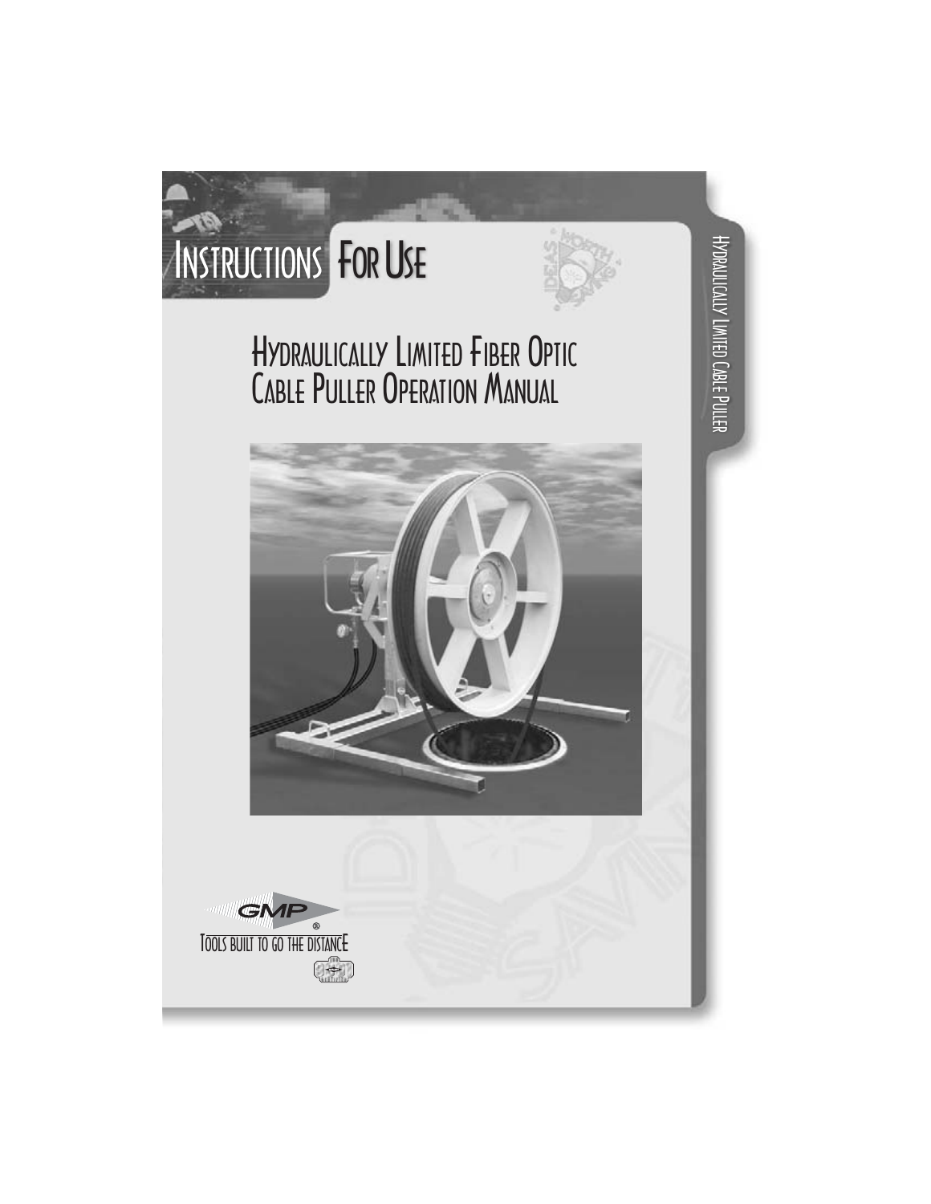# Instructions For Use

## Hydraulically Limited Fiber Optic Cable Puller Operation Manual

GMP®

Tools built to go the distance

Hydraulically Limited Cable Puller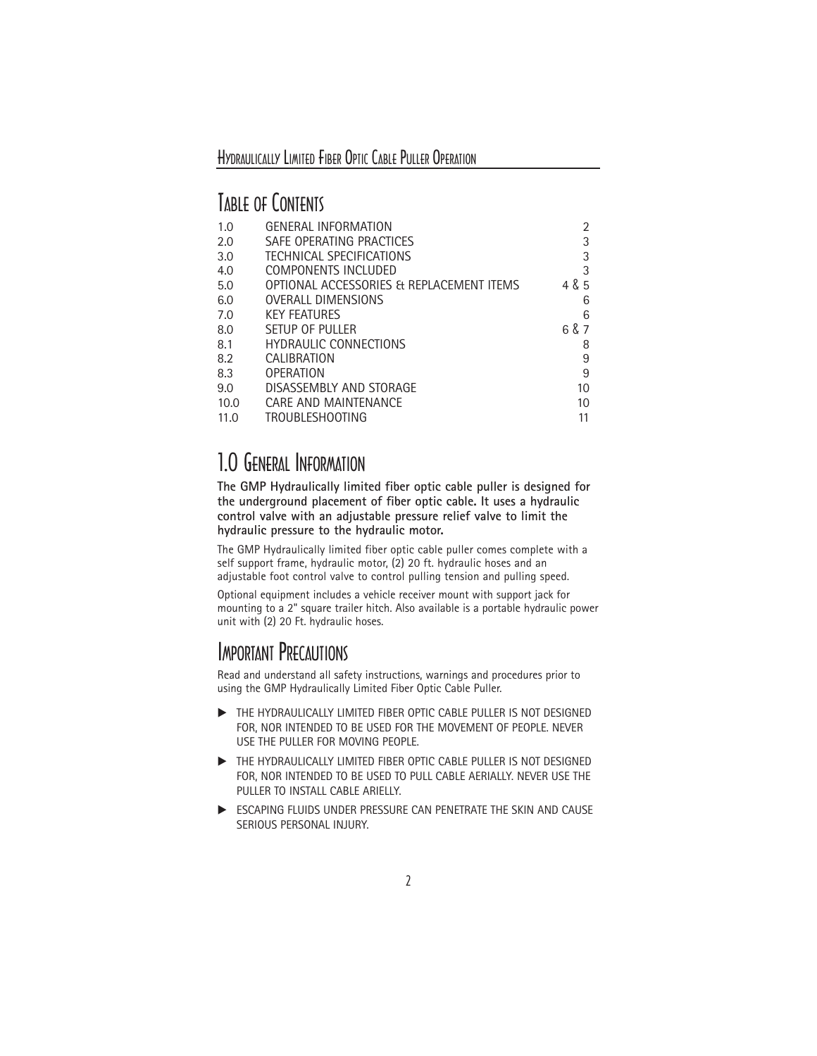# Table of Contents

| | | |
|---|---|---|
| 1.0 | GENERAL INFORMATION | 2 |
| 2.0 | SAFE OPERATING PRACTICES | 3 |
| 3.0 | TECHNICAL SPECIFICATIONS | 3 |
| 4.0 | COMPONENTS INCLUDED | 3 |
| 5.0 | OPTIONAL ACCESSORIES & REPLACEMENT ITEMS | 4 & 5 |
| 6.0 | OVERALL DIMENSIONS | 6 |
| 7.0 | KEY FEATURES | 6 |
| 8.0 | SETUP OF PULLER | 6 & 7 |
| 8.1 | HYDRAULIC CONNECTIONS | 8 |
| 8.2 | CALIBRATION | 9 |
| 8.3 | OPERATION | 9 |
| 9.0 | DISASSEMBLY AND STORAGE | 10 |
| 10.0 | CARE AND MAINTENANCE | 10 |
| 11.0 | TROUBLESHOOTING | 11 |

# 1.0 General Information

**The GMP Hydraulically limited fiber optic cable puller is designed for the underground placement of fiber optic cable. It uses a hydraulic control valve with an adjustable pressure relief valve to limit the hydraulic pressure to the hydraulic motor.**

The GMP Hydraulically limited fiber optic cable puller comes complete with a self support frame, hydraulic motor, (2) 20 ft. hydraulic hoses and an adjustable foot control valve to control pulling tension and pulling speed.

Optional equipment includes a vehicle receiver mount with support jack for mounting to a 2" square trailer hitch. Also available is a portable hydraulic power unit with (2) 20 Ft. hydraulic hoses.

# Important Precautions

Read and understand all safety instructions, warnings and procedures prior to using the GMP Hydraulically Limited Fiber Optic Cable Puller.

- THE HYDRAULICALLY LIMITED FIBER OPTIC CABLE PULLER IS NOT DESIGNED FOR, NOR INTENDED TO BE USED FOR THE MOVEMENT OF PEOPLE. NEVER USE THE PULLER FOR MOVING PEOPLE.
- THE HYDRAULICALLY LIMITED FIBER OPTIC CABLE PULLER IS NOT DESIGNED FOR, NOR INTENDED TO BE USED TO PULL CABLE AERIALLY. NEVER USE THE PULLER TO INSTALL CABLE ARIELLY.
- ESCAPING FLUIDS UNDER PRESSURE CAN PENETRATE THE SKIN AND CAUSE SERIOUS PERSONAL INJURY.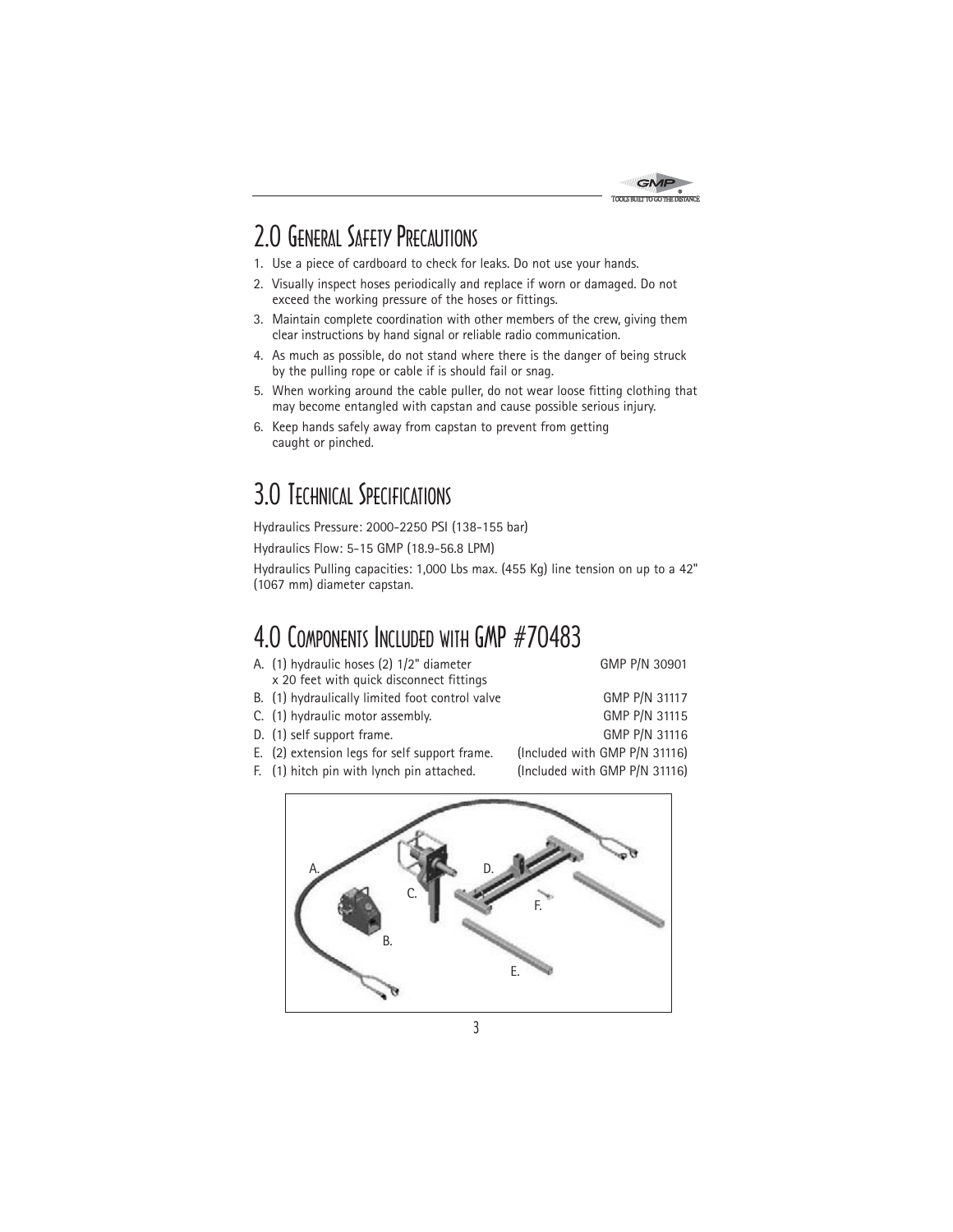## 2.0 General Safety Precautions

1. Use a piece of cardboard to check for leaks. Do not use your hands.
2. Visually inspect hoses periodically and replace if worn or damaged. Do not exceed the working pressure of the hoses or fittings.
3. Maintain complete coordination with other members of the crew, giving them clear instructions by hand signal or reliable radio communication.
4. As much as possible, do not stand where there is the danger of being struck by the pulling rope or cable if is should fail or snag.
5. When working around the cable puller, do not wear loose fitting clothing that may become entangled with capstan and cause possible serious injury.
6. Keep hands safely away from capstan to prevent from getting caught or pinched.

## 3.0 Technical Specifications

Hydraulics Pressure: 2000-2250 PSI (138-155 bar)

Hydraulics Flow: 5-15 GMP (18.9-56.8 LPM)

Hydraulics Pulling capacities: 1,000 Lbs max. (455 Kg) line tension on up to a 42" (1067 mm) diameter capstan.

## 4.0 Components Included with GMP #70483

| | Component | Part Number |
|---|---|---|
| A. | (1) hydraulic hoses (2) 1/2" diameter x 20 feet with quick disconnect fittings | GMP P/N 30901 |
| B. | (1) hydraulically limited foot control valve | GMP P/N 31117 |
| C. | (1) hydraulic motor assembly. | GMP P/N 31115 |
| D. | (1) self support frame. | GMP P/N 31116 |
| E. | (2) extension legs for self support frame. | (Included with GMP P/N 31116) |
| F. | (1) hitch pin with lynch pin attached. | (Included with GMP P/N 31116) |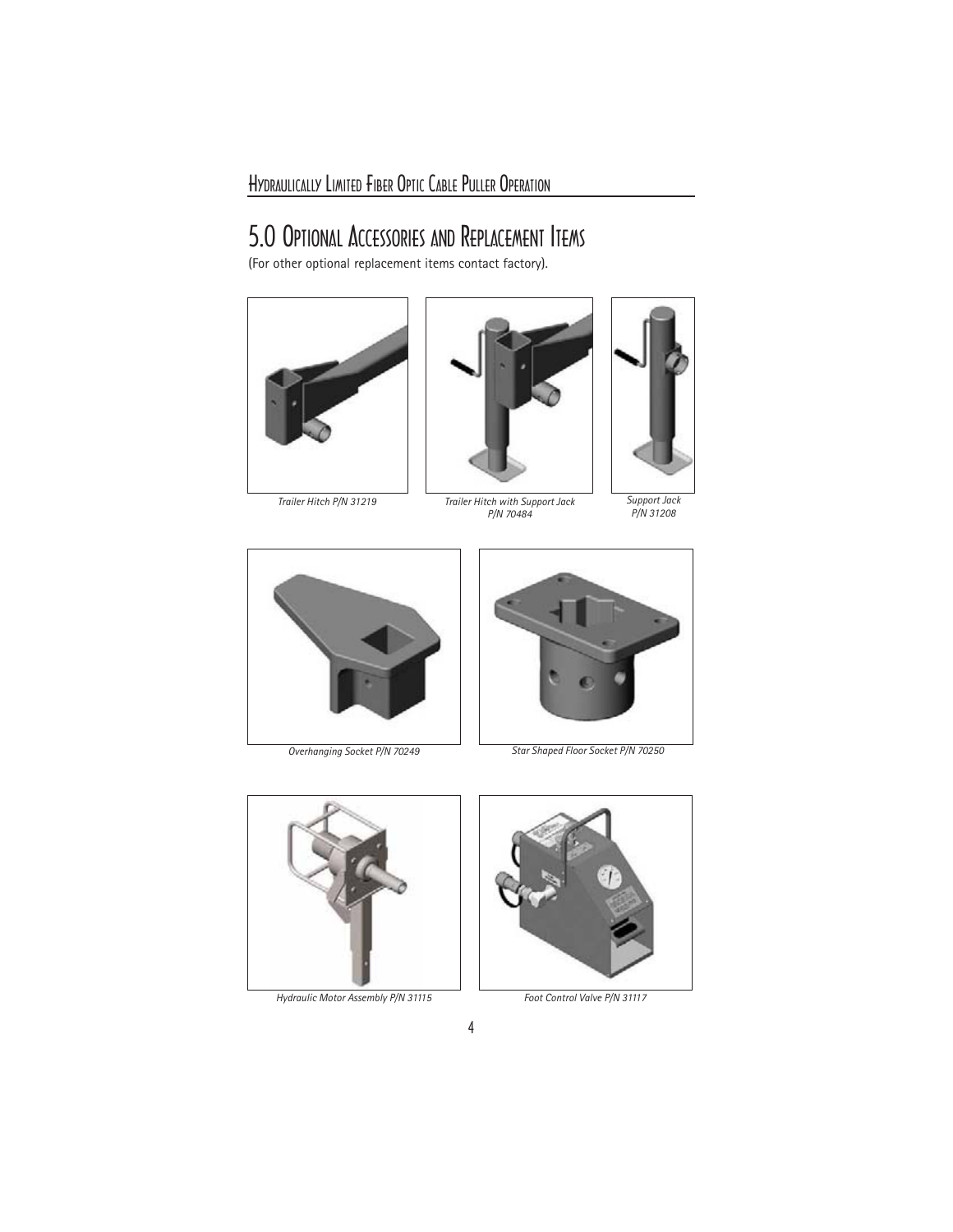# 5.0 Optional Accessories and Replacement Items

(For other optional replacement items contact factory).

*Trailer Hitch P/N 31219*

*Trailer Hitch with Support Jack P/N 70484*

*Support Jack P/N 31208*

*Overhanging Socket P/N 70249*

*Star Shaped Floor Socket P/N 70250*

*Hydraulic Motor Assembly P/N 31115*

*Foot Control Valve P/N 31117*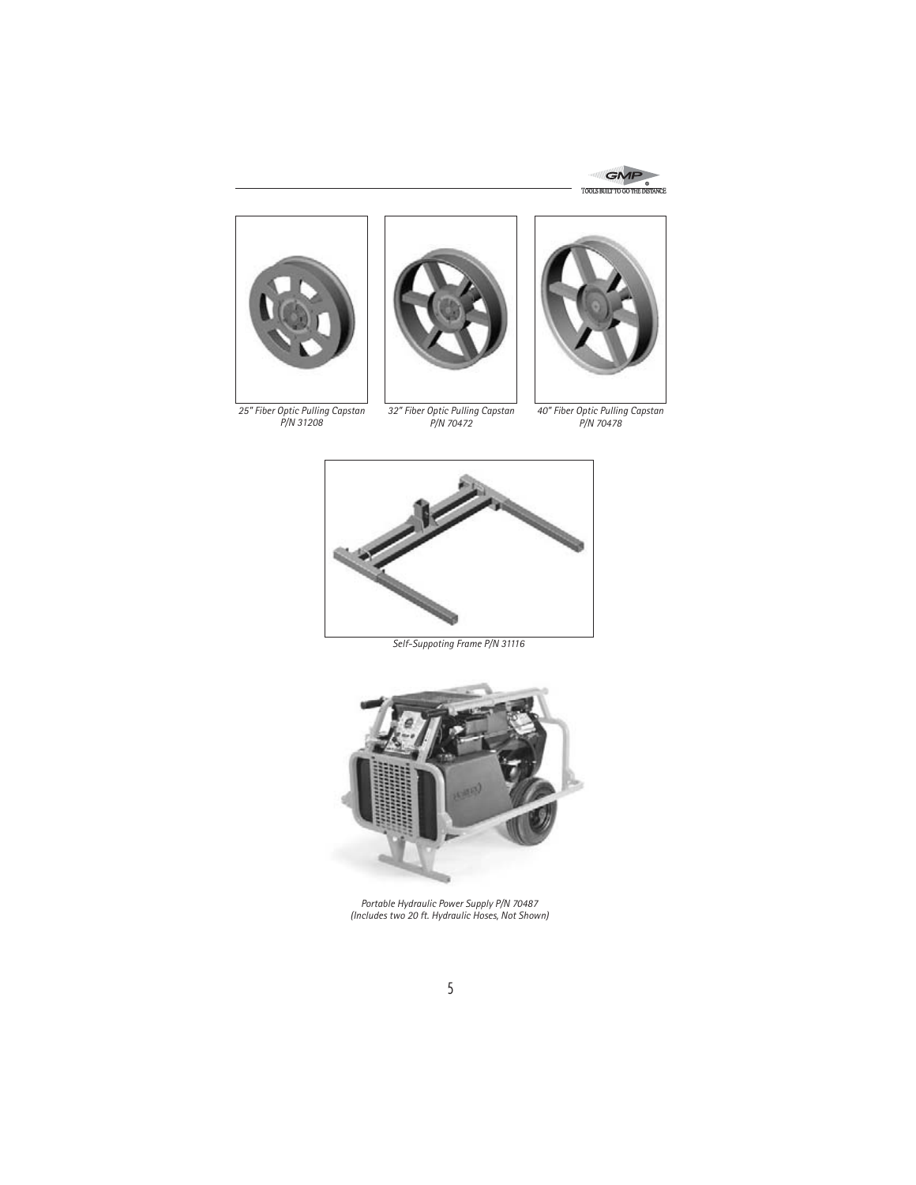25" Fiber Optic Pulling Capstan
P/N 31208

32" Fiber Optic Pulling Capstan
P/N 70472

40" Fiber Optic Pulling Capstan
P/N 70478

Self-Suppoting Frame P/N 31116

Portable Hydraulic Power Supply P/N 70487
(Includes two 20 ft. Hydraulic Hoses, Not Shown)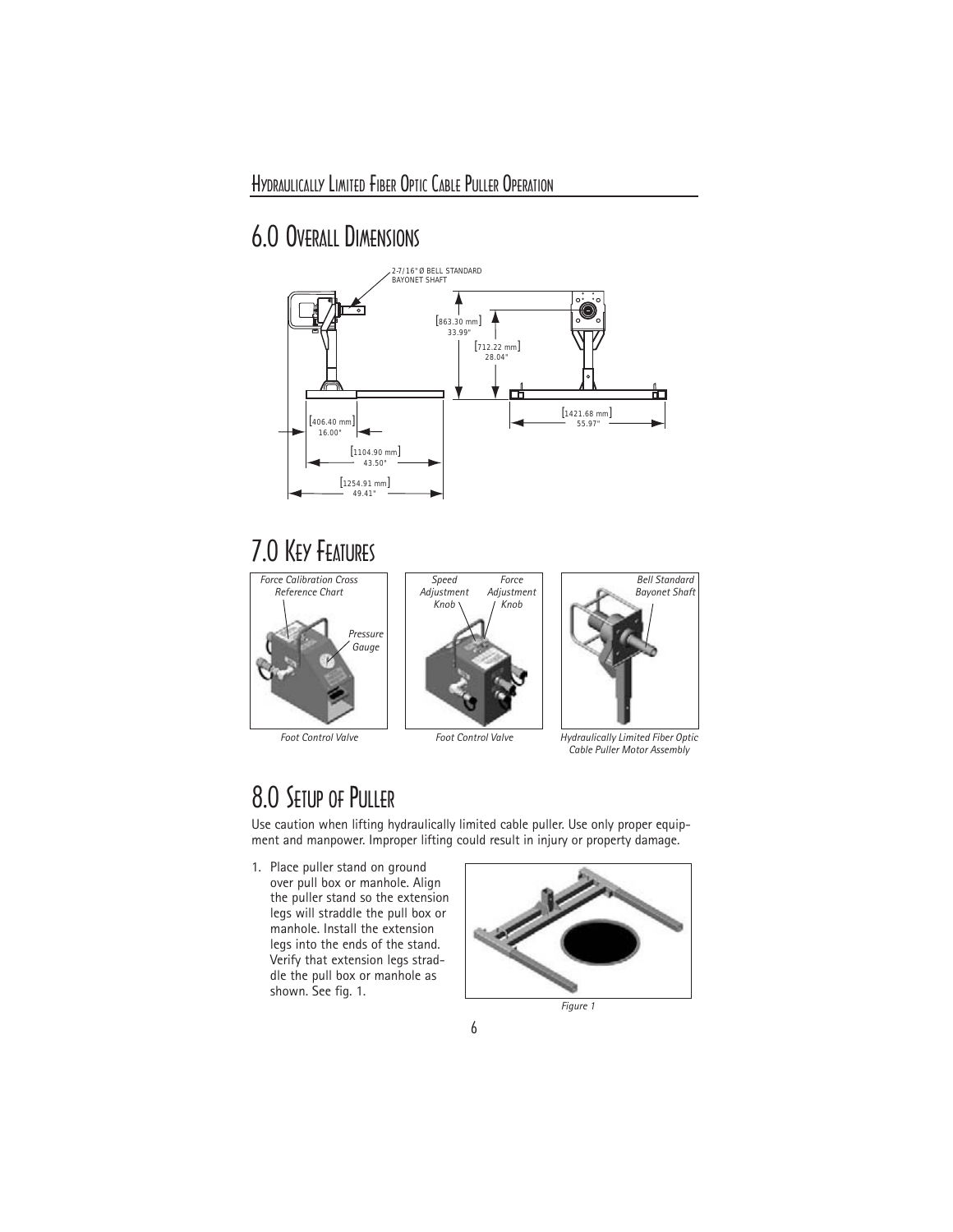# 6.0 Overall Dimensions

2-7/16" Ø BELL STANDARD BAYONET SHAFT

[863.30 mm] 33.99"

[712.22 mm] 28.04"

[406.40 mm] 16.00"

[1104.90 mm] 43.50"

[1254.91 mm] 49.41"

[1421.68 mm] 55.97"

# 7.0 Key Features

*Force Calibration Cross Reference Chart*

*Pressure Gauge*

*Foot Control Valve*

*Speed Adjustment Knob*

*Force Adjustment Knob*

*Foot Control Valve*

*Bell Standard Bayonet Shaft*

*Hydraulically Limited Fiber Optic Cable Puller Motor Assembly*

# 8.0 Setup of Puller

Use caution when lifting hydraulically limited cable puller. Use only proper equipment and manpower. Improper lifting could result in injury or property damage.

1. Place puller stand on ground over pull box or manhole. Align the puller stand so the extension legs will straddle the pull box or manhole. Install the extension legs into the ends of the stand. Verify that extension legs straddle the pull box or manhole as shown. See fig. 1.

*Figure 1*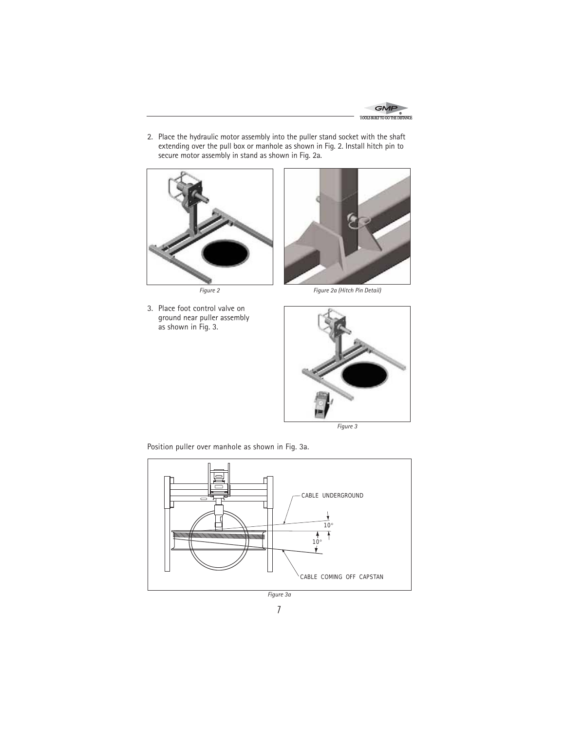2. Place the hydraulic motor assembly into the puller stand socket with the shaft extending over the pull box or manhole as shown in Fig. 2. Install hitch pin to secure motor assembly in stand as shown in Fig. 2a.

*Figure 2*

*Figure 2a (Hitch Pin Detail)*

3. Place foot control valve on ground near puller assembly as shown in Fig. 3.

*Figure 3*

Position puller over manhole as shown in Fig. 3a.

*Figure 3a*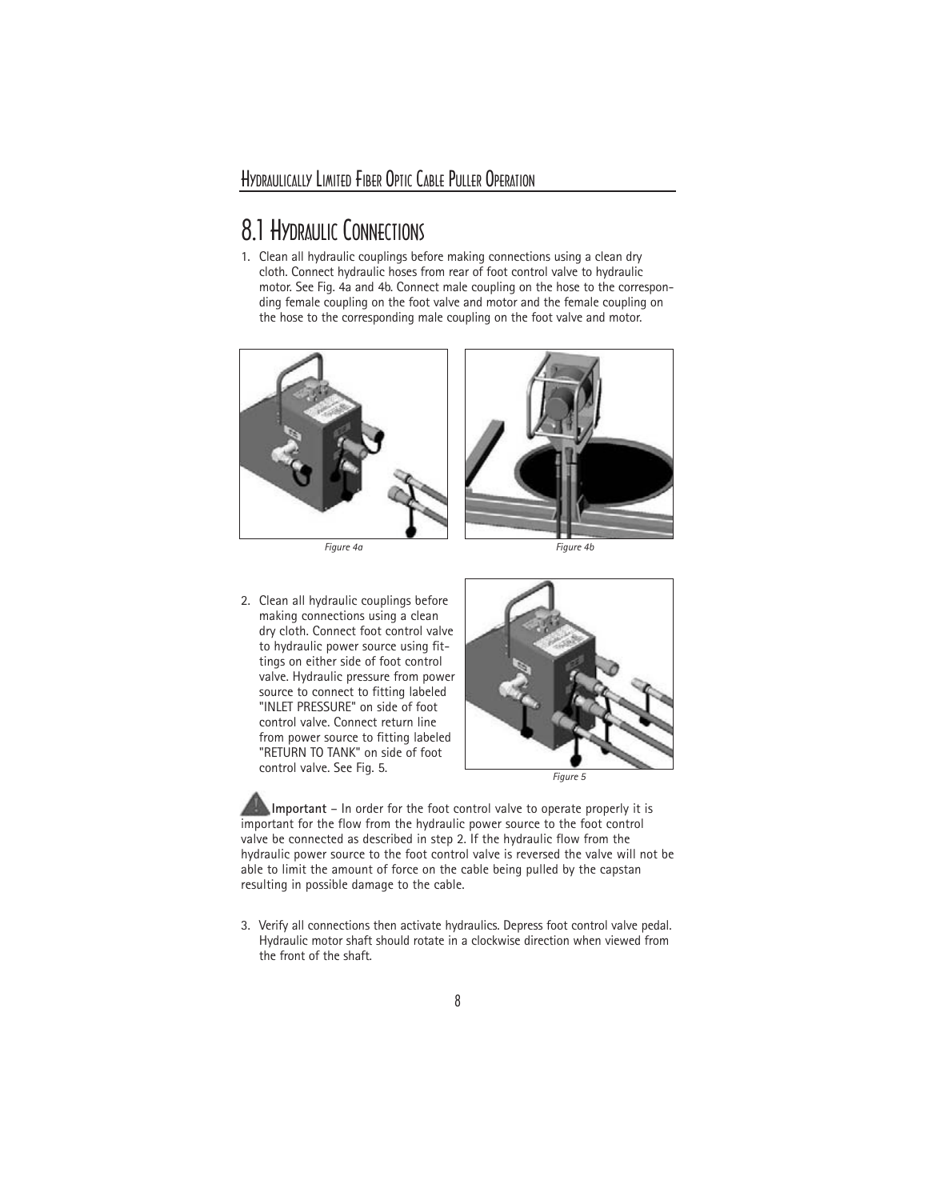## 8.1 Hydraulic Connections

1. Clean all hydraulic couplings before making connections using a clean dry cloth. Connect hydraulic hoses from rear of foot control valve to hydraulic motor. See Fig. 4a and 4b. Connect male coupling on the hose to the corresponding female coupling on the foot valve and motor and the female coupling on the hose to the corresponding male coupling on the foot valve and motor.

*Figure 4a*

*Figure 4b*

2. Clean all hydraulic couplings before making connections using a clean dry cloth. Connect foot control valve to hydraulic power source using fittings on either side of foot control valve. Hydraulic pressure from power source to connect to fitting labeled "INLET PRESSURE" on side of foot control valve. Connect return line from power source to fitting labeled "RETURN TO TANK" on side of foot control valve. See Fig. 5.

*Figure 5*

**Important** – In order for the foot control valve to operate properly it is important for the flow from the hydraulic power source to the foot control valve be connected as described in step 2. If the hydraulic flow from the hydraulic power source to the foot control valve is reversed the valve will not be able to limit the amount of force on the cable being pulled by the capstan resulting in possible damage to the cable.

3. Verify all connections then activate hydraulics. Depress foot control valve pedal. Hydraulic motor shaft should rotate in a clockwise direction when viewed from the front of the shaft.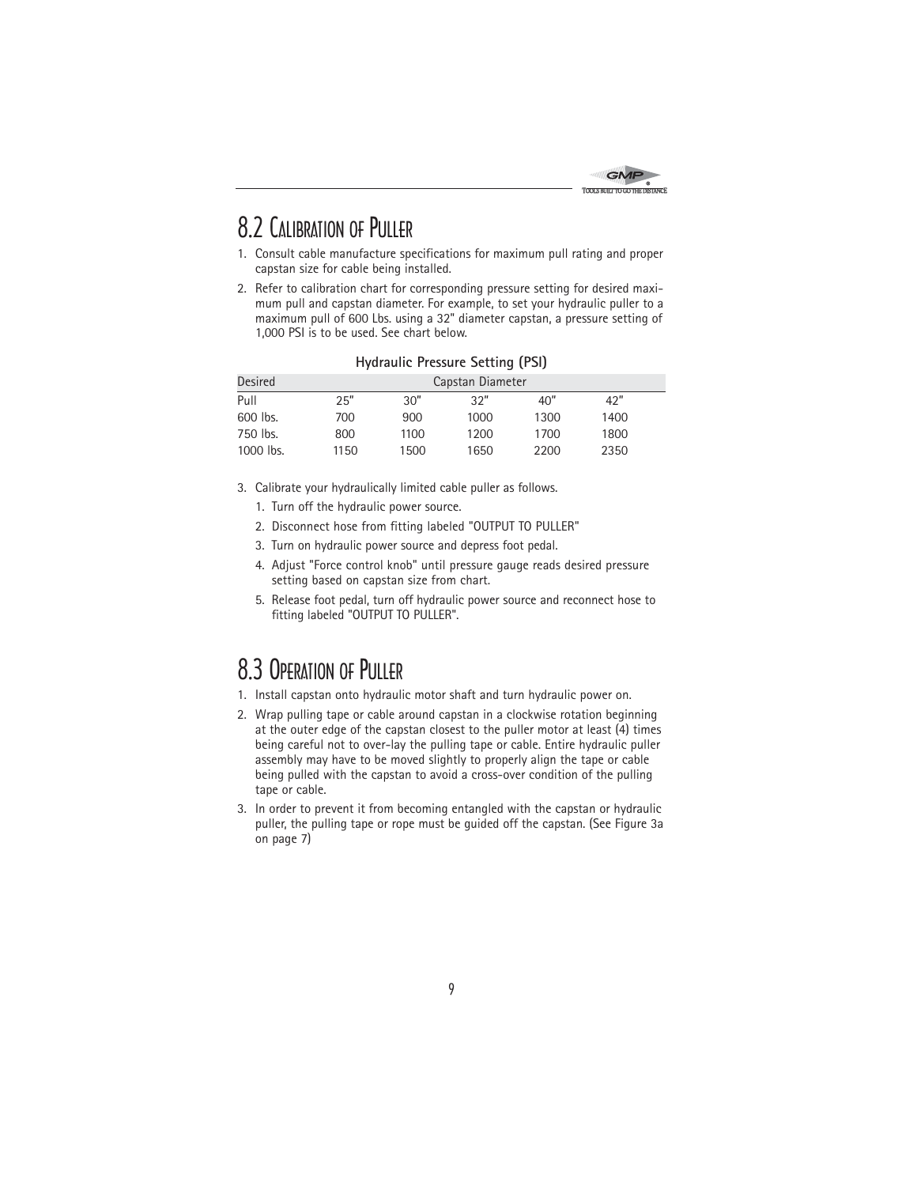## 8.2 Calibration of Puller

1. Consult cable manufacture specifications for maximum pull rating and proper capstan size for cable being installed.
2. Refer to calibration chart for corresponding pressure setting for desired maximum pull and capstan diameter. For example, to set your hydraulic puller to a maximum pull of 600 Lbs. using a 32" diameter capstan, a pressure setting of 1,000 PSI is to be used. See chart below.

**Hydraulic Pressure Setting (PSI)**

| Desired | Capstan Diameter | | | | |
|---|---|---|---|---|---|
| Pull | 25" | 30" | 32" | 40" | 42" |
| 600 lbs. | 700 | 900 | 1000 | 1300 | 1400 |
| 750 lbs. | 800 | 1100 | 1200 | 1700 | 1800 |
| 1000 lbs. | 1150 | 1500 | 1650 | 2200 | 2350 |

3. Calibrate your hydraulically limited cable puller as follows.
   1. Turn off the hydraulic power source.
   2. Disconnect hose from fitting labeled "OUTPUT TO PULLER"
   3. Turn on hydraulic power source and depress foot pedal.
   4. Adjust "Force control knob" until pressure gauge reads desired pressure setting based on capstan size from chart.
   5. Release foot pedal, turn off hydraulic power source and reconnect hose to fitting labeled "OUTPUT TO PULLER".

## 8.3 Operation of Puller

1. Install capstan onto hydraulic motor shaft and turn hydraulic power on.
2. Wrap pulling tape or cable around capstan in a clockwise rotation beginning at the outer edge of the capstan closest to the puller motor at least (4) times being careful not to over-lay the pulling tape or cable. Entire hydraulic puller assembly may have to be moved slightly to properly align the tape or cable being pulled with the capstan to avoid a cross-over condition of the pulling tape or cable.
3. In order to prevent it from becoming entangled with the capstan or hydraulic puller, the pulling tape or rope must be guided off the capstan. (See Figure 3a on page 7)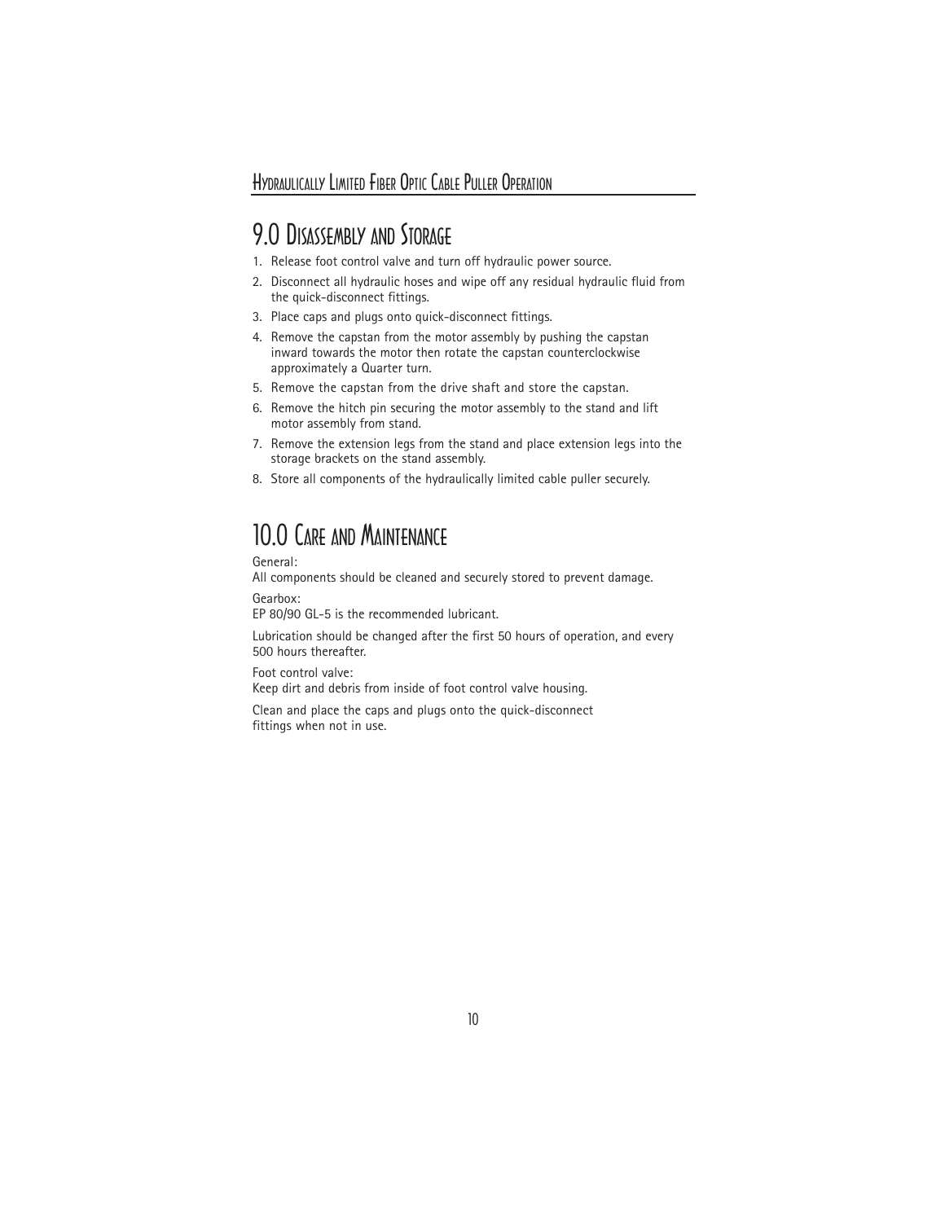## 9.0 Disassembly and Storage

1. Release foot control valve and turn off hydraulic power source.
2. Disconnect all hydraulic hoses and wipe off any residual hydraulic fluid from the quick-disconnect fittings.
3. Place caps and plugs onto quick-disconnect fittings.
4. Remove the capstan from the motor assembly by pushing the capstan inward towards the motor then rotate the capstan counterclockwise approximately a Quarter turn.
5. Remove the capstan from the drive shaft and store the capstan.
6. Remove the hitch pin securing the motor assembly to the stand and lift motor assembly from stand.
7. Remove the extension legs from the stand and place extension legs into the storage brackets on the stand assembly.
8. Store all components of the hydraulically limited cable puller securely.

## 10.0 Care and Maintenance

General:
All components should be cleaned and securely stored to prevent damage.

Gearbox:
EP 80/90 GL-5 is the recommended lubricant.

Lubrication should be changed after the first 50 hours of operation, and every 500 hours thereafter.

Foot control valve:
Keep dirt and debris from inside of foot control valve housing.

Clean and place the caps and plugs onto the quick-disconnect fittings when not in use.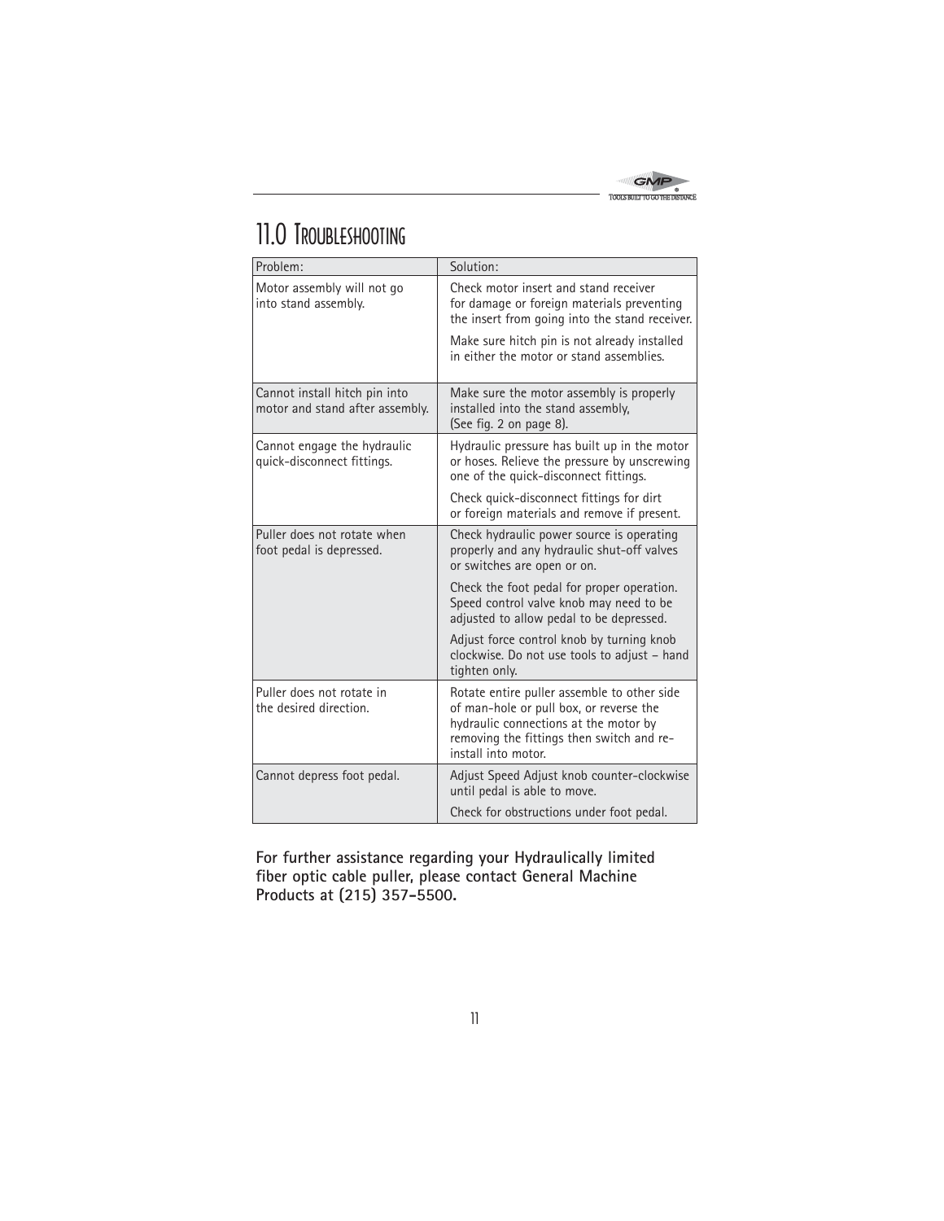# 11.0 Troubleshooting

| Problem: | Solution: |
|---|---|
| Motor assembly will not go into stand assembly. | Check motor insert and stand receiver for damage or foreign materials preventing the insert from going into the stand receiver.<br><br>Make sure hitch pin is not already installed in either the motor or stand assemblies. |
| Cannot install hitch pin into motor and stand after assembly. | Make sure the motor assembly is properly installed into the stand assembly, (See fig. 2 on page 8). |
| Cannot engage the hydraulic quick-disconnect fittings. | Hydraulic pressure has built up in the motor or hoses. Relieve the pressure by unscrewing one of the quick-disconnect fittings.<br><br>Check quick-disconnect fittings for dirt or foreign materials and remove if present. |
| Puller does not rotate when foot pedal is depressed. | Check hydraulic power source is operating properly and any hydraulic shut-off valves or switches are open or on.<br><br>Check the foot pedal for proper operation. Speed control valve knob may need to be adjusted to allow pedal to be depressed.<br><br>Adjust force control knob by turning knob clockwise. Do not use tools to adjust – hand tighten only. |
| Puller does not rotate in the desired direction. | Rotate entire puller assemble to other side of man-hole or pull box, or reverse the hydraulic connections at the motor by removing the fittings then switch and re-install into motor. |
| Cannot depress foot pedal. | Adjust Speed Adjust knob counter-clockwise until pedal is able to move.<br><br>Check for obstructions under foot pedal. |

**For further assistance regarding your Hydraulically limited fiber optic cable puller, please contact General Machine Products at (215) 357-5500.**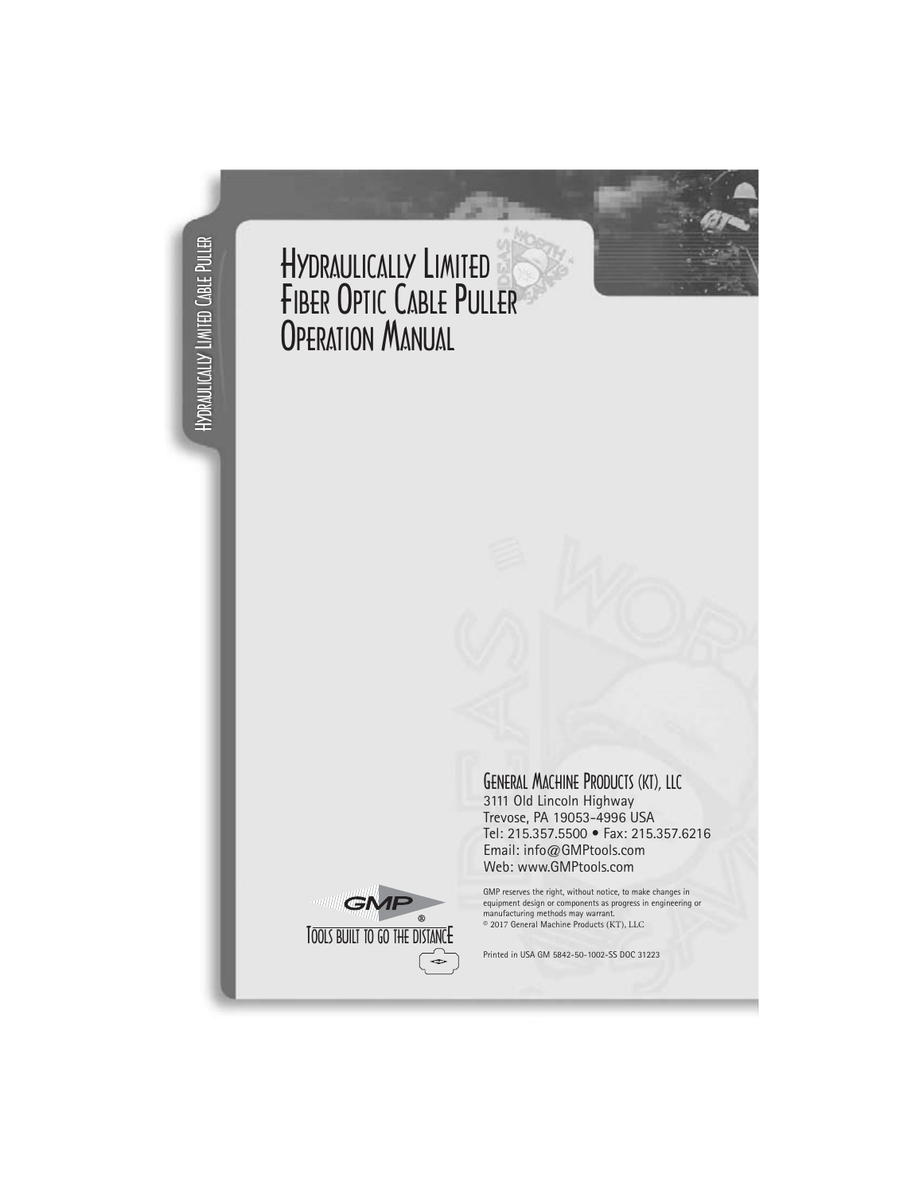# Hydraulically Limited Fiber Optic Cable Puller Operation Manual

Hydraulically Limited Cable Puller

**General Machine Products (KT), LLC**
3111 Old Lincoln Highway
Trevose, PA 19053-4996 USA
Tel: 215.357.5500 • Fax: 215.357.6216
Email: info@GMPtools.com
Web: www.GMPtools.com

GMP reserves the right, without notice, to make changes in equipment design or components as progress in engineering or manufacturing methods may warrant.
© 2017 General Machine Products (KT), LLC

Printed in USA GM 5842-50-1002-SS DOC 31223

GMP®
Tools built to go the distance